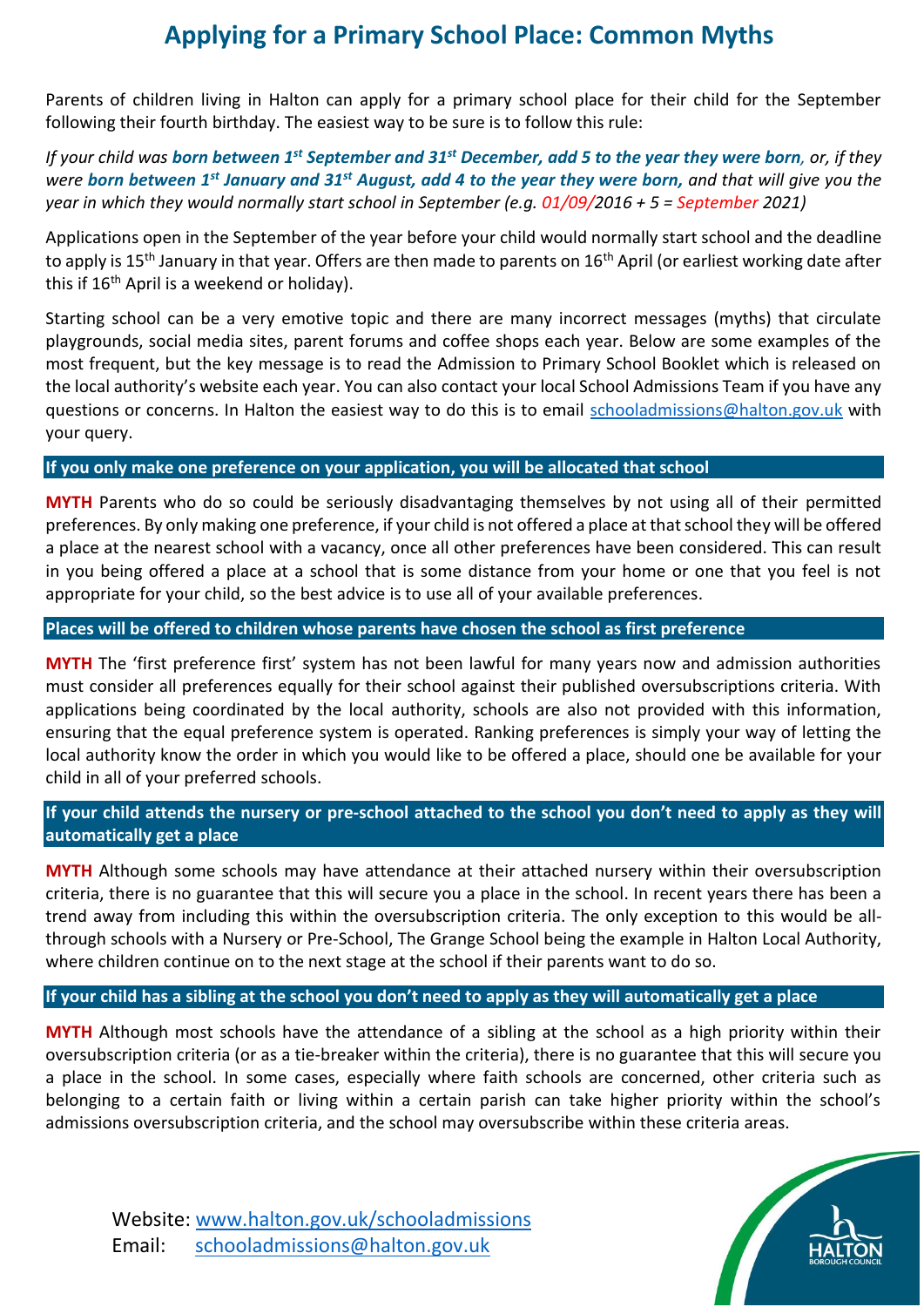# Applying for a Primary School Place: Common Myths

Parents of children living in Halton can apply for a primary school place for their child for the September following their fourth birthday. The easiest way to be sure is to follow this rule:

*If your child was **born between 1st September and 31st December, add 5 to the year they were born**, or, if they were **born between 1st January and 31st August, add 4 to the year they were born,** and that will give you the year in which they would normally start school in September (e.g. 01/09/2016 + 5 = September 2021)*

Applications open in the September of the year before your child would normally start school and the deadline to apply is 15th January in that year. Offers are then made to parents on 16th April (or earliest working date after this if 16th April is a weekend or holiday).

Starting school can be a very emotive topic and there are many incorrect messages (myths) that circulate playgrounds, social media sites, parent forums and coffee shops each year. Below are some examples of the most frequent, but the key message is to read the Admission to Primary School Booklet which is released on the local authority's website each year. You can also contact your local School Admissions Team if you have any questions or concerns. In Halton the easiest way to do this is to email schooladmissions@halton.gov.uk with your query.

### If you only make one preference on your application, you will be allocated that school

**MYTH** Parents who do so could be seriously disadvantaging themselves by not using all of their permitted preferences. By only making one preference, if your child is not offered a place at that school they will be offered a place at the nearest school with a vacancy, once all other preferences have been considered. This can result in you being offered a place at a school that is some distance from your home or one that you feel is not appropriate for your child, so the best advice is to use all of your available preferences.

### Places will be offered to children whose parents have chosen the school as first preference

**MYTH** The 'first preference first' system has not been lawful for many years now and admission authorities must consider all preferences equally for their school against their published oversubscriptions criteria. With applications being coordinated by the local authority, schools are also not provided with this information, ensuring that the equal preference system is operated. Ranking preferences is simply your way of letting the local authority know the order in which you would like to be offered a place, should one be available for your child in all of your preferred schools.

### If your child attends the nursery or pre-school attached to the school you don't need to apply as they will automatically get a place

**MYTH** Although some schools may have attendance at their attached nursery within their oversubscription criteria, there is no guarantee that this will secure you a place in the school. In recent years there has been a trend away from including this within the oversubscription criteria. The only exception to this would be all-through schools with a Nursery or Pre-School, The Grange School being the example in Halton Local Authority, where children continue on to the next stage at the school if their parents want to do so.

### If your child has a sibling at the school you don't need to apply as they will automatically get a place

**MYTH** Although most schools have the attendance of a sibling at the school as a high priority within their oversubscription criteria (or as a tie-breaker within the criteria), there is no guarantee that this will secure you a place in the school. In some cases, especially where faith schools are concerned, other criteria such as belonging to a certain faith or living within a certain parish can take higher priority within the school's admissions oversubscription criteria, and the school may oversubscribe within these criteria areas.

Website: www.halton.gov.uk/schooladmissions
Email: schooladmissions@halton.gov.uk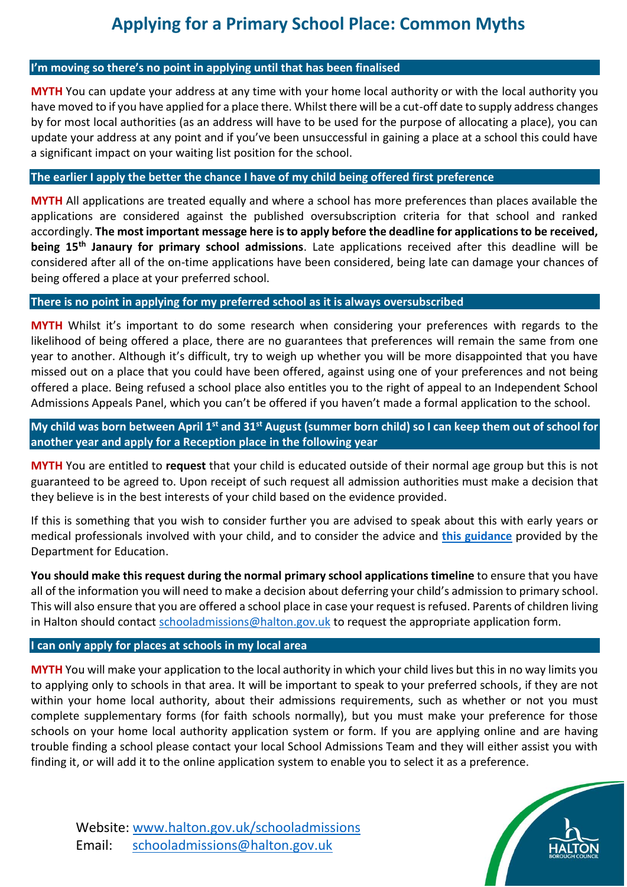# Applying for a Primary School Place: Common Myths

## I'm moving so there's no point in applying until that has been finalised

**MYTH** You can update your address at any time with your home local authority or with the local authority you have moved to if you have applied for a place there. Whilst there will be a cut-off date to supply address changes by for most local authorities (as an address will have to be used for the purpose of allocating a place), you can update your address at any point and if you've been unsuccessful in gaining a place at a school this could have a significant impact on your waiting list position for the school.

## The earlier I apply the better the chance I have of my child being offered first preference

**MYTH** All applications are treated equally and where a school has more preferences than places available the applications are considered against the published oversubscription criteria for that school and ranked accordingly. **The most important message here is to apply before the deadline for applications to be received, being 15th Janaury for primary school admissions**. Late applications received after this deadline will be considered after all of the on-time applications have been considered, being late can damage your chances of being offered a place at your preferred school.

## There is no point in applying for my preferred school as it is always oversubscribed

**MYTH** Whilst it's important to do some research when considering your preferences with regards to the likelihood of being offered a place, there are no guarantees that preferences will remain the same from one year to another. Although it's difficult, try to weigh up whether you will be more disappointed that you have missed out on a place that you could have been offered, against using one of your preferences and not being offered a place. Being refused a school place also entitles you to the right of appeal to an Independent School Admissions Appeals Panel, which you can't be offered if you haven't made a formal application to the school.

## My child was born between April 1st and 31st August (summer born child) so I can keep them out of school for another year and apply for a Reception place in the following year

**MYTH** You are entitled to **request** that your child is educated outside of their normal age group but this is not guaranteed to be agreed to. Upon receipt of such request all admission authorities must make a decision that they believe is in the best interests of your child based on the evidence provided.

If this is something that you wish to consider further you are advised to speak about this with early years or medical professionals involved with your child, and to consider the advice and **this guidance** provided by the Department for Education.

**You should make this request during the normal primary school applications timeline** to ensure that you have all of the information you will need to make a decision about deferring your child's admission to primary school. This will also ensure that you are offered a school place in case your request is refused. Parents of children living in Halton should contact schooladmissions@halton.gov.uk to request the appropriate application form.

## I can only apply for places at schools in my local area

**MYTH** You will make your application to the local authority in which your child lives but this in no way limits you to applying only to schools in that area. It will be important to speak to your preferred schools, if they are not within your home local authority, about their admissions requirements, such as whether or not you must complete supplementary forms (for faith schools normally), but you must make your preference for those schools on your home local authority application system or form. If you are applying online and are having trouble finding a school please contact your local School Admissions Team and they will either assist you with finding it, or will add it to the online application system to enable you to select it as a preference.

Website: www.halton.gov.uk/schooladmissions
Email: schooladmissions@halton.gov.uk